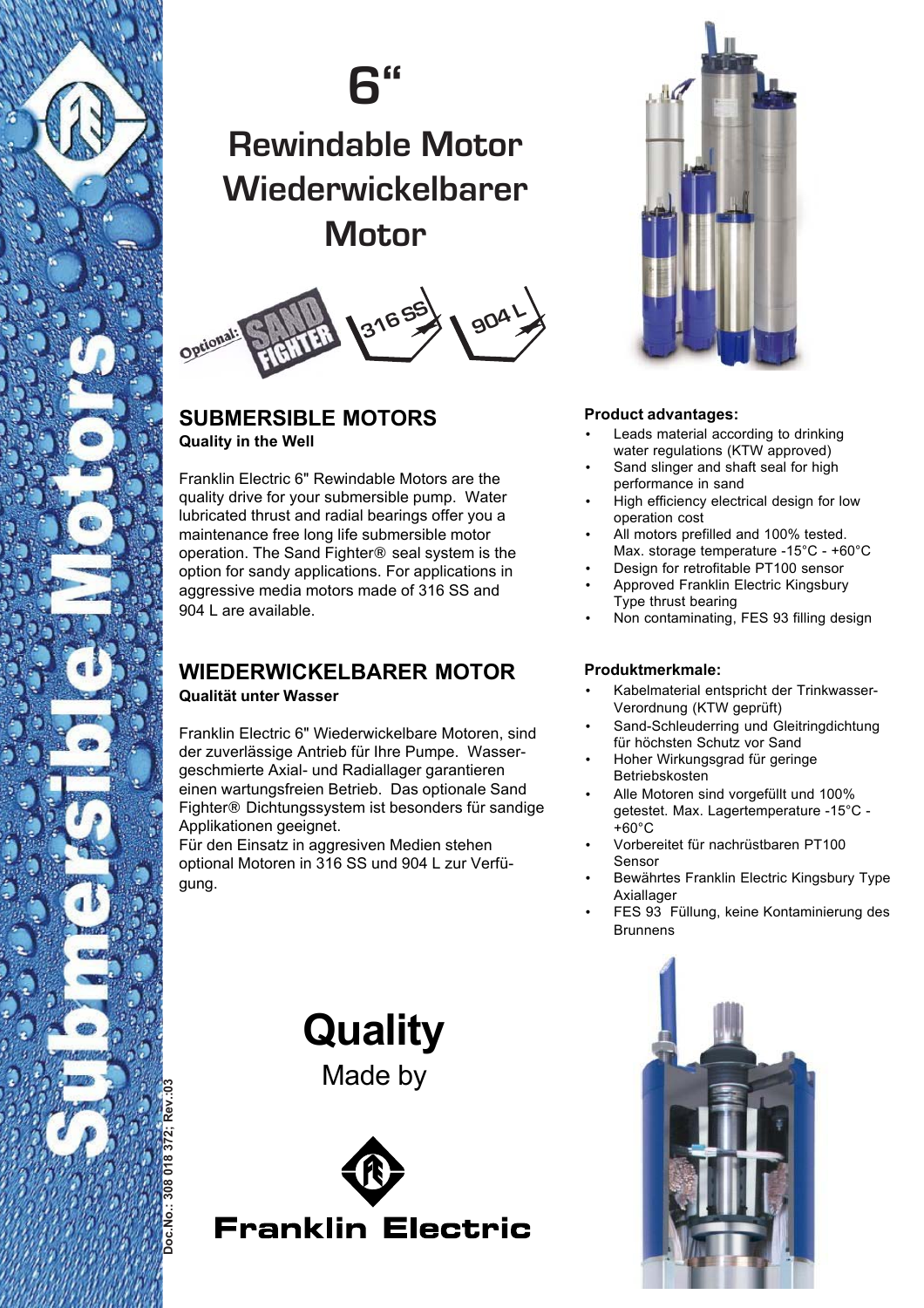# 6"

# Rewindable Motor Wiederwickelbarer Motor

Optional: SAND FIGHTER 316 SS 904 L

## SUBMERSIBLE MOTORS

**Quality in the Well**

Franklin Electric 6" Rewindable Motors are the quality drive for your submersible pump. Water lubricated thrust and radial bearings offer you a maintenance free long life submersible motor operation. The Sand Fighter® seal system is the option for sandy applications. For applications in aggressive media motors made of 316 SS and 904 L are available.

## WIEDERWICKELBARER MOTOR

**Qualität unter Wasser**

Franklin Electric 6" Wiederwickelbare Motoren, sind der zuverlässige Antrieb für Ihre Pumpe. Wasser-geschmierte Axial- und Radiallager garantieren einen wartungsfreien Betrieb. Das optionale Sand Fighter® Dichtungssystem ist besonders für sandige Applikationen geeignet.
Für den Einsatz in aggresiven Medien stehen optional Motoren in 316 SS und 904 L zur Verfügung.

**Product advantages:**

- Leads material according to drinking water regulations (KTW approved)
- Sand slinger and shaft seal for high performance in sand
- High efficiency electrical design for low operation cost
- All motors prefilled and 100% tested. Max. storage temperature -15°C - +60°C
- Design for retrofitable PT100 sensor
- Approved Franklin Electric Kingsbury Type thrust bearing
- Non contaminating, FES 93 filling design

**Produktmerkmale:**

- Kabelmaterial entspricht der Trinkwasser-Verordnung (KTW geprüft)
- Sand-Schleuderring und Gleitringdichtung für höchsten Schutz vor Sand
- Hoher Wirkungsgrad für geringe Betriebskosten
- Alle Motoren sind vorgefüllt und 100% getestet. Max. Lagertemperature -15°C - +60°C
- Vorbereitet für nachrüstbaren PT100 Sensor
- Bewährtes Franklin Electric Kingsbury Type Axiallager
- FES 93 Füllung, keine Kontaminierung des Brunnens

**Quality**
Made by

**Franklin Electric**

Submersible Motors

Doc.No.: 308 018 372; Rev.:03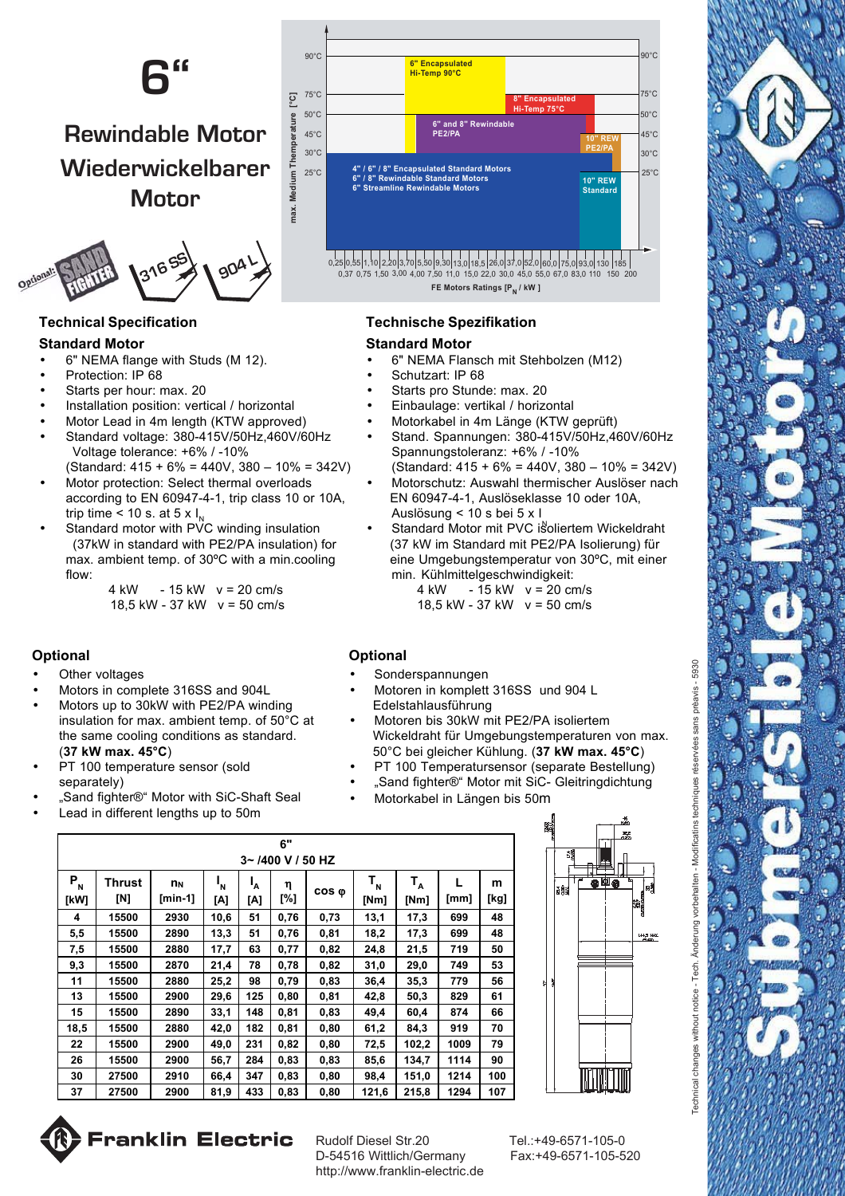# 6"

## Rewindable Motor
## Wiederwickelbarer Motor

Optional: SAND FIGHTER — 316 SS — 904 L

90°C
75°C
50°C
45°C
30°C
25°C
max. Medium Themperature [°C]
6" Encapsulated Hi-Temp 90°C
8" Encapsulated Hi-Temp 75°C
6" and 8" Rewindable PE2/PA
10" REW PE2/PA
4" / 6" / 8" Encapsulated Standard Motors
6" / 8" Rewindable Standard Motors
6" Streamline Rewindable Motors
10" REW Standard
0,25 0,55 1,10 2,20 3,70 5,50 9,30 13,0 18,5 26,0 37,0 52,0 60,0 75,0 93,0 130 185
0,37 0,75 1,50 3,00 4,00 7,50 11,0 15,0 22,0 30,0 45,0 55,0 67,0 83,0 110 150 200
FE Motors Ratings [$P_N$ / kW]

### Technical Specification

**Standard Motor**

- 6" NEMA flange with Studs (M 12).
- Protection: IP 68
- Starts per hour: max. 20
- Installation position: vertical / horizontal
- Motor Lead in 4m length (KTW approved)
- Standard voltage: 380-415V/50Hz,460V/60Hz
  Voltage tolerance: +6% / -10%
  (Standard: 415 + 6% = 440V, 380 – 10% = 342V)
- Motor protection: Select thermal overloads according to EN 60947-4-1, trip class 10 or 10A, trip time < 10 s. at 5 x $I_N$
- Standard motor with PVC winding insulation (37kW in standard with PE2/PA insulation) for max. ambient temp. of 30ºC with a min.cooling flow:
  4 kW - 15 kW v = 20 cm/s
  18,5 kW - 37 kW v = 50 cm/s

### Technische Spezifikation

**Standard Motor**

- 6" NEMA Flansch mit Stehbolzen (M12)
- Schutzart: IP 68
- Starts pro Stunde: max. 20
- Einbaulage: vertikal / horizontal
- Motorkabel in 4m Länge (KTW geprüft)
- Stand. Spannungen: 380-415V/50Hz,460V/60Hz
  Spannungstoleranz: +6% / -10%
  (Standard: 415 + 6% = 440V, 380 – 10% = 342V)
- Motorschutz: Auswahl thermischer Auslöser nach EN 60947-4-1, Auslöseklasse 10 oder 10A, Auslösung < 10 s bei 5 x $I_N$
- Standard Motor mit PVC isoliertem Wickeldraht (37 kW im Standard mit PE2/PA Isolierung) für eine Umgebungstemperatur von 30ºC, mit einer min. Kühlmittelgeschwindigkeit:
  4 kW - 15 kW v = 20 cm/s
  18,5 kW - 37 kW v = 50 cm/s

### Optional

- Other voltages
- Motors in complete 316SS and 904L
- Motors up to 30kW with PE2/PA winding insulation for max. ambient temp. of 50°C at the same cooling conditions as standard. (**37 kW max. 45°C**)
- PT 100 temperature sensor (sold separately)
- „Sand fighter®" Motor with SiC-Shaft Seal
- Lead in different lengths up to 50m

### Optional

- Sonderspannungen
- Motoren in komplett 316SS und 904 L Edelstahlausführung
- Motoren bis 30kW mit PE2/PA isoliertem Wickeldraht für Umgebungstemperaturen von max. 50°C bei gleicher Kühlung. (**37 kW max. 45°C**)
- PT 100 Temperatursensor (separate Bestellung)
- „Sand fighter®" Motor mit SiC- Gleitringdichtung
- Motorkabel in Längen bis 50m

| 6" 3~ /400 V / 50 HZ | | | | | | | | | | |
|---|---|---|---|---|---|---|---|---|---|---|
| $P_N$ [kW] | Thrust [N] | $n_N$ [min-1] | $I_N$ [A] | $I_A$ [A] | η [%] | cos φ | $T_N$ [Nm] | $T_A$ [Nm] | L [mm] | m [kg] |
| 4 | 15500 | 2930 | 10,6 | 51 | 0,76 | 0,73 | 13,1 | 17,3 | 699 | 48 |
| 5,5 | 15500 | 2890 | 13,3 | 51 | 0,76 | 0,81 | 18,2 | 17,3 | 699 | 48 |
| 7,5 | 15500 | 2880 | 17,7 | 63 | 0,77 | 0,82 | 24,8 | 21,5 | 719 | 50 |
| 9,3 | 15500 | 2870 | 21,4 | 78 | 0,78 | 0,82 | 31,0 | 29,0 | 749 | 53 |
| 11 | 15500 | 2880 | 25,2 | 98 | 0,79 | 0,83 | 36,4 | 35,3 | 779 | 56 |
| 13 | 15500 | 2900 | 29,6 | 125 | 0,80 | 0,81 | 42,8 | 50,3 | 829 | 61 |
| 15 | 15500 | 2890 | 33,1 | 148 | 0,81 | 0,83 | 49,4 | 60,4 | 874 | 66 |
| 18,5 | 15500 | 2880 | 42,0 | 182 | 0,81 | 0,80 | 61,2 | 84,3 | 919 | 70 |
| 22 | 15500 | 2900 | 49,0 | 231 | 0,82 | 0,80 | 72,5 | 102,2 | 1009 | 79 |
| 26 | 15500 | 2900 | 56,7 | 284 | 0,83 | 0,83 | 85,6 | 134,7 | 1114 | 90 |
| 30 | 27500 | 2910 | 66,4 | 347 | 0,83 | 0,80 | 98,4 | 151,0 | 1214 | 100 |
| 37 | 27500 | 2900 | 81,9 | 433 | 0,83 | 0,80 | 121,6 | 215,8 | 1294 | 107 |

Submersible Motors

Technical changes without notice - Tech. Änderung vorbehalten - Modificatins techniques réservées sans préavis - 5930

**Franklin Electric**

Rudolf Diesel Str.20
D-54516 Wittlich/Germany
http://www.franklin-electric.de

Tel.:+49-6571-105-0
Fax:+49-6571-105-520